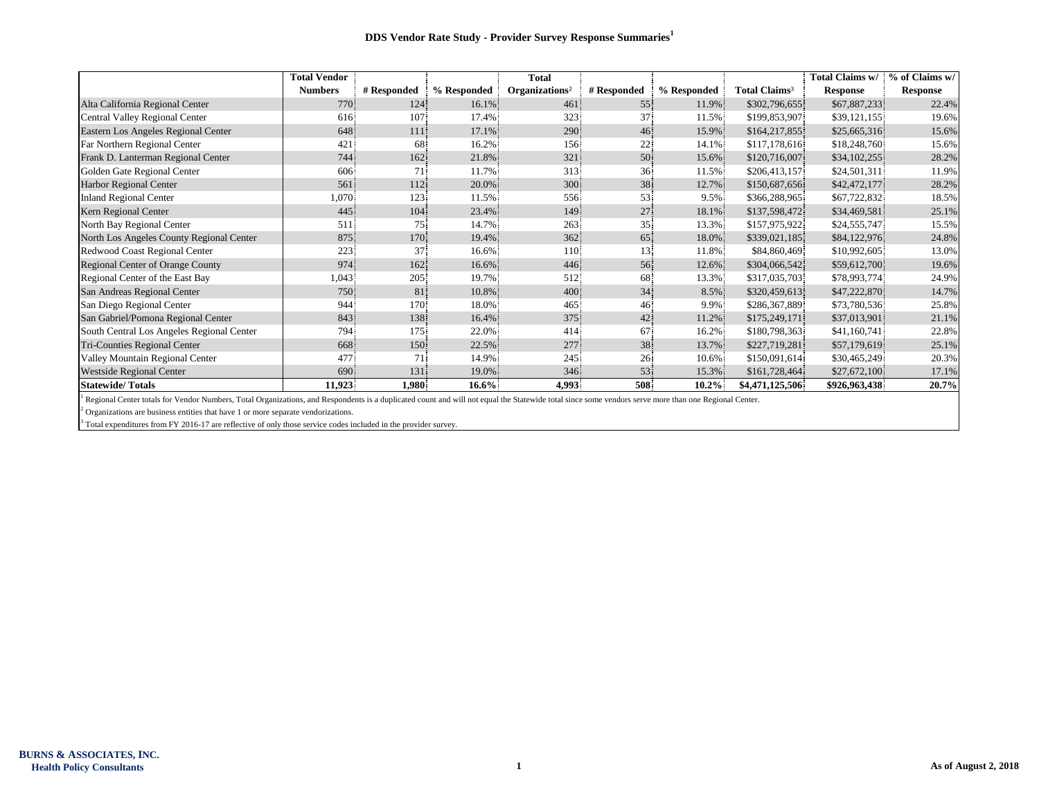# DDS Vendor Rate Study - Provider Survey Response Summaries[1]

| | Total Vendor Numbers | # Responded | % Responded | Total Organizations[2] | # Responded | % Responded | Total Claims[3] | Total Claims w/ Response | % of Claims w/ Response |
|---|---|---|---|---|---|---|---|---|---|
| Alta California Regional Center | 770 | 124 | 16.1% | 461 | 55 | 11.9% | $302,796,655 | $67,887,233 | 22.4% |
| Central Valley Regional Center | 616 | 107 | 17.4% | 323 | 37 | 11.5% | $199,853,907 | $39,121,155 | 19.6% |
| Eastern Los Angeles Regional Center | 648 | 111 | 17.1% | 290 | 46 | 15.9% | $164,217,855 | $25,665,316 | 15.6% |
| Far Northern Regional Center | 421 | 68 | 16.2% | 156 | 22 | 14.1% | $117,178,616 | $18,248,760 | 15.6% |
| Frank D. Lanterman Regional Center | 744 | 162 | 21.8% | 321 | 50 | 15.6% | $120,716,007 | $34,102,255 | 28.2% |
| Golden Gate Regional Center | 606 | 71 | 11.7% | 313 | 36 | 11.5% | $206,413,157 | $24,501,311 | 11.9% |
| Harbor Regional Center | 561 | 112 | 20.0% | 300 | 38 | 12.7% | $150,687,656 | $42,472,177 | 28.2% |
| Inland Regional Center | 1,070 | 123 | 11.5% | 556 | 53 | 9.5% | $366,288,965 | $67,722,832 | 18.5% |
| Kern Regional Center | 445 | 104 | 23.4% | 149 | 27 | 18.1% | $137,598,472 | $34,469,581 | 25.1% |
| North Bay Regional Center | 511 | 75 | 14.7% | 263 | 35 | 13.3% | $157,975,922 | $24,555,747 | 15.5% |
| North Los Angeles County Regional Center | 875 | 170 | 19.4% | 362 | 65 | 18.0% | $339,021,185 | $84,122,976 | 24.8% |
| Redwood Coast Regional Center | 223 | 37 | 16.6% | 110 | 13 | 11.8% | $84,860,469 | $10,992,605 | 13.0% |
| Regional Center of Orange County | 974 | 162 | 16.6% | 446 | 56 | 12.6% | $304,066,542 | $59,612,700 | 19.6% |
| Regional Center of the East Bay | 1,043 | 205 | 19.7% | 512 | 68 | 13.3% | $317,035,703 | $78,993,774 | 24.9% |
| San Andreas Regional Center | 750 | 81 | 10.8% | 400 | 34 | 8.5% | $320,459,613 | $47,222,870 | 14.7% |
| San Diego Regional Center | 944 | 170 | 18.0% | 465 | 46 | 9.9% | $286,367,889 | $73,780,536 | 25.8% |
| San Gabriel/Pomona Regional Center | 843 | 138 | 16.4% | 375 | 42 | 11.2% | $175,249,171 | $37,013,901 | 21.1% |
| South Central Los Angeles Regional Center | 794 | 175 | 22.0% | 414 | 67 | 16.2% | $180,798,363 | $41,160,741 | 22.8% |
| Tri-Counties Regional Center | 668 | 150 | 22.5% | 277 | 38 | 13.7% | $227,719,281 | $57,179,619 | 25.1% |
| Valley Mountain Regional Center | 477 | 71 | 14.9% | 245 | 26 | 10.6% | $150,091,614 | $30,465,249 | 20.3% |
| Westside Regional Center | 690 | 131 | 19.0% | 346 | 53 | 15.3% | $161,728,464 | $27,672,100 | 17.1% |
| **Statewide/ Totals** | **11,923** | **1,980** | **16.6%** | **4,993** | **508** | **10.2%** | **$4,471,125,506** | **$926,963,438** | **20.7%** |

[1] Regional Center totals for Vendor Numbers, Total Organizations, and Respondents is a duplicated count and will not equal the Statewide total since some vendors serve more than one Regional Center.

[2] Organizations are business entities that have 1 or more separate vendorizations.

[3] Total expenditures from FY 2016-17 are reflective of only those service codes included in the provider survey.

**BURNS & ASSOCIATES, INC.**
**Health Policy Consultants**

**As of August 2, 2018**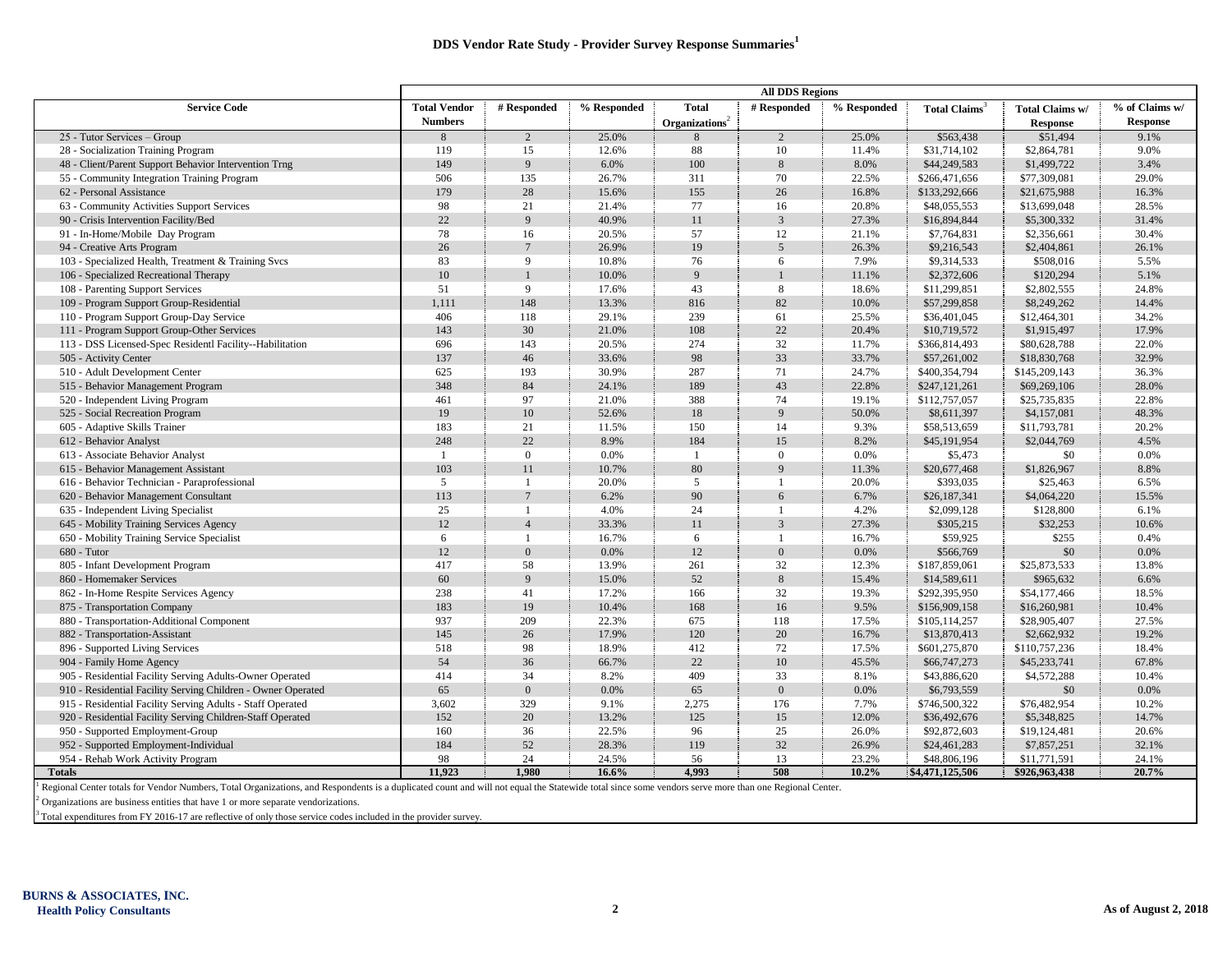# DDS Vendor Rate Study - Provider Survey Response Summaries[1]

| | All DDS Regions | | | | | | | | |
|---|---|---|---|---|---|---|---|---|---|
| **Service Code** | **Total Vendor Numbers** | **# Responded** | **% Responded** | **Total Organizations[2]** | **# Responded** | **% Responded** | **Total Claims[3]** | **Total Claims w/ Response** | **% of Claims w/ Response** |
| 25 - Tutor Services – Group | 8 | 2 | 25.0% | 8 | 2 | 25.0% | $563,438 | $51,494 | 9.1% |
| 28 - Socialization Training Program | 119 | 15 | 12.6% | 88 | 10 | 11.4% | $31,714,102 | $2,864,781 | 9.0% |
| 48 - Client/Parent Support Behavior Intervention Trng | 149 | 9 | 6.0% | 100 | 8 | 8.0% | $44,249,583 | $1,499,722 | 3.4% |
| 55 - Community Integration Training Program | 506 | 135 | 26.7% | 311 | 70 | 22.5% | $266,471,656 | $77,309,081 | 29.0% |
| 62 - Personal Assistance | 179 | 28 | 15.6% | 155 | 26 | 16.8% | $133,292,666 | $21,675,988 | 16.3% |
| 63 - Community Activities Support Services | 98 | 21 | 21.4% | 77 | 16 | 20.8% | $48,055,553 | $13,699,048 | 28.5% |
| 90 - Crisis Intervention Facility/Bed | 22 | 9 | 40.9% | 11 | 3 | 27.3% | $16,894,844 | $5,300,332 | 31.4% |
| 91 - In-Home/Mobile Day Program | 78 | 16 | 20.5% | 57 | 12 | 21.1% | $7,764,831 | $2,356,661 | 30.4% |
| 94 - Creative Arts Program | 26 | 7 | 26.9% | 19 | 5 | 26.3% | $9,216,543 | $2,404,861 | 26.1% |
| 103 - Specialized Health, Treatment & Training Svcs | 83 | 9 | 10.8% | 76 | 6 | 7.9% | $9,314,533 | $508,016 | 5.5% |
| 106 - Specialized Recreational Therapy | 10 | 1 | 10.0% | 9 | 1 | 11.1% | $2,372,606 | $120,294 | 5.1% |
| 108 - Parenting Support Services | 51 | 9 | 17.6% | 43 | 8 | 18.6% | $11,299,851 | $2,802,555 | 24.8% |
| 109 - Program Support Group-Residential | 1,111 | 148 | 13.3% | 816 | 82 | 10.0% | $57,299,858 | $8,249,262 | 14.4% |
| 110 - Program Support Group-Day Service | 406 | 118 | 29.1% | 239 | 61 | 25.5% | $36,401,045 | $12,464,301 | 34.2% |
| 111 - Program Support Group-Other Services | 143 | 30 | 21.0% | 108 | 22 | 20.4% | $10,719,572 | $1,915,497 | 17.9% |
| 113 - DSS Licensed-Spec Residentl Facility--Habilitation | 696 | 143 | 20.5% | 274 | 32 | 11.7% | $366,814,493 | $80,628,788 | 22.0% |
| 505 - Activity Center | 137 | 46 | 33.6% | 98 | 33 | 33.7% | $57,261,002 | $18,830,768 | 32.9% |
| 510 - Adult Development Center | 625 | 193 | 30.9% | 287 | 71 | 24.7% | $400,354,794 | $145,209,143 | 36.3% |
| 515 - Behavior Management Program | 348 | 84 | 24.1% | 189 | 43 | 22.8% | $247,121,261 | $69,269,106 | 28.0% |
| 520 - Independent Living Program | 461 | 97 | 21.0% | 388 | 74 | 19.1% | $112,757,057 | $25,735,835 | 22.8% |
| 525 - Social Recreation Program | 19 | 10 | 52.6% | 18 | 9 | 50.0% | $8,611,397 | $4,157,081 | 48.3% |
| 605 - Adaptive Skills Trainer | 183 | 21 | 11.5% | 150 | 14 | 9.3% | $58,513,659 | $11,793,781 | 20.2% |
| 612 - Behavior Analyst | 248 | 22 | 8.9% | 184 | 15 | 8.2% | $45,191,954 | $2,044,769 | 4.5% |
| 613 - Associate Behavior Analyst | 1 | 0 | 0.0% | 1 | 0 | 0.0% | $5,473 | $0 | 0.0% |
| 615 - Behavior Management Assistant | 103 | 11 | 10.7% | 80 | 9 | 11.3% | $20,677,468 | $1,826,967 | 8.8% |
| 616 - Behavior Technician - Paraprofessional | 5 | 1 | 20.0% | 5 | 1 | 20.0% | $393,035 | $25,463 | 6.5% |
| 620 - Behavior Management Consultant | 113 | 7 | 6.2% | 90 | 6 | 6.7% | $26,187,341 | $4,064,220 | 15.5% |
| 635 - Independent Living Specialist | 25 | 1 | 4.0% | 24 | 1 | 4.2% | $2,099,128 | $128,800 | 6.1% |
| 645 - Mobility Training Services Agency | 12 | 4 | 33.3% | 11 | 3 | 27.3% | $305,215 | $32,253 | 10.6% |
| 650 - Mobility Training Service Specialist | 6 | 1 | 16.7% | 6 | 1 | 16.7% | $59,925 | $255 | 0.4% |
| 680 - Tutor | 12 | 0 | 0.0% | 12 | 0 | 0.0% | $566,769 | $0 | 0.0% |
| 805 - Infant Development Program | 417 | 58 | 13.9% | 261 | 32 | 12.3% | $187,859,061 | $25,873,533 | 13.8% |
| 860 - Homemaker Services | 60 | 9 | 15.0% | 52 | 8 | 15.4% | $14,589,611 | $965,632 | 6.6% |
| 862 - In-Home Respite Services Agency | 238 | 41 | 17.2% | 166 | 32 | 19.3% | $292,395,950 | $54,177,466 | 18.5% |
| 875 - Transportation Company | 183 | 19 | 10.4% | 168 | 16 | 9.5% | $156,909,158 | $16,260,981 | 10.4% |
| 880 - Transportation-Additional Component | 937 | 209 | 22.3% | 675 | 118 | 17.5% | $105,114,257 | $28,905,407 | 27.5% |
| 882 - Transportation-Assistant | 145 | 26 | 17.9% | 120 | 20 | 16.7% | $13,870,413 | $2,662,932 | 19.2% |
| 896 - Supported Living Services | 518 | 98 | 18.9% | 412 | 72 | 17.5% | $601,275,870 | $110,757,236 | 18.4% |
| 904 - Family Home Agency | 54 | 36 | 66.7% | 22 | 10 | 45.5% | $66,747,273 | $45,233,741 | 67.8% |
| 905 - Residential Facility Serving Adults-Owner Operated | 414 | 34 | 8.2% | 409 | 33 | 8.1% | $43,886,620 | $4,572,288 | 10.4% |
| 910 - Residential Facility Serving Children - Owner Operated | 65 | 0 | 0.0% | 65 | 0 | 0.0% | $6,793,559 | $0 | 0.0% |
| 915 - Residential Facility Serving Adults - Staff Operated | 3,602 | 329 | 9.1% | 2,275 | 176 | 7.7% | $746,500,322 | $76,482,954 | 10.2% |
| 920 - Residential Facility Serving Children-Staff Operated | 152 | 20 | 13.2% | 125 | 15 | 12.0% | $36,492,676 | $5,348,825 | 14.7% |
| 950 - Supported Employment-Group | 160 | 36 | 22.5% | 96 | 25 | 26.0% | $92,872,603 | $19,124,481 | 20.6% |
| 952 - Supported Employment-Individual | 184 | 52 | 28.3% | 119 | 32 | 26.9% | $24,461,283 | $7,857,251 | 32.1% |
| 954 - Rehab Work Activity Program | 98 | 24 | 24.5% | 56 | 13 | 23.2% | $48,806,196 | $11,771,591 | 24.1% |
| **Totals** | **11,923** | **1,980** | **16.6%** | **4,993** | **508** | **10.2%** | **$4,471,125,506** | **$926,963,438** | **20.7%** |

[1] Regional Center totals for Vendor Numbers, Total Organizations, and Respondents is a duplicated count and will not equal the Statewide total since some vendors serve more than one Regional Center.

[2] Organizations are business entities that have 1 or more separate vendorizations.

[3] Total expenditures from FY 2016-17 are reflective of only those service codes included in the provider survey.

**BURNS & ASSOCIATES, INC.**
**Health Policy Consultants**

**As of August 2, 2018**